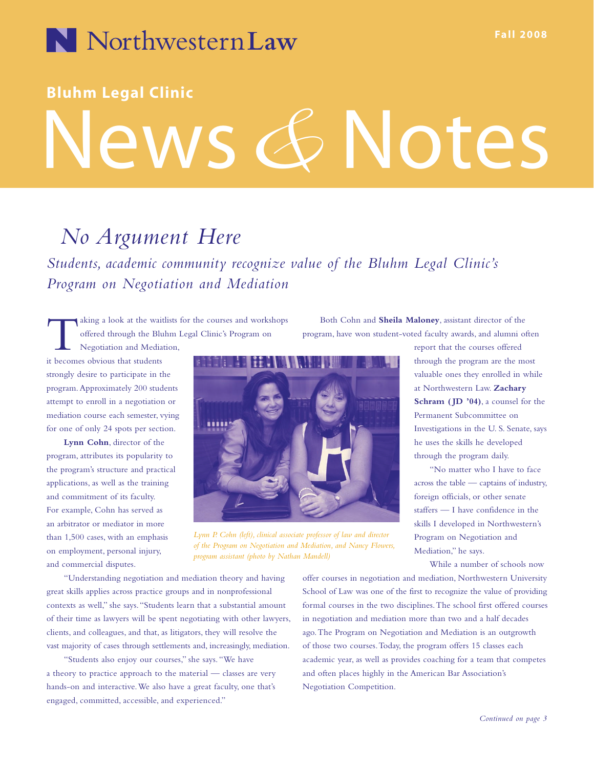Northwestern Law

Fall 2008

# Bluhm Legal Clinic News & Notes

## *No Argument Here*

### *Students, academic community recognize value of the Bluhm Legal Clinic's Program on Negotiation and Mediation*

Taking a look at the waitlists for the courses and workshops offered through the Bluhm Legal Clinic's Program on Negotiation and Mediation, it becomes obvious that students strongly desire to participate in the program. Approximately 200 students attempt to enroll in a negotiation or mediation course each semester, vying for one of only 24 spots per section.

**Lynn Cohn**, director of the program, attributes its popularity to the program's structure and practical applications, as well as the training and commitment of its faculty. For example, Cohn has served as an arbitrator or mediator in more than 1,500 cases, with an emphasis on employment, personal injury, and commercial disputes.

"Understanding negotiation and mediation theory and having great skills applies across practice groups and in nonprofessional contexts as well," she says. "Students learn that a substantial amount of their time as lawyers will be spent negotiating with other lawyers, clients, and colleagues, and that, as litigators, they will resolve the vast majority of cases through settlements and, increasingly, mediation.

"Students also enjoy our courses," she says. "We have a theory to practice approach to the material — classes are very hands-on and interactive. We also have a great faculty, one that's engaged, committed, accessible, and experienced."

*Lynn P. Cohn (left), clinical associate professor of law and director of the Program on Negotiation and Mediation, and Nancy Flowers, program assistant (photo by Nathan Mandell)*

Both Cohn and **Sheila Maloney**, assistant director of the program, have won student-voted faculty awards, and alumni often report that the courses offered through the program are the most valuable ones they enrolled in while at Northwestern Law. **Zachary Schram (JD '04)**, a counsel for the Permanent Subcommittee on Investigations in the U. S. Senate, says he uses the skills he developed through the program daily.

"No matter who I have to face across the table — captains of industry, foreign officials, or other senate staffers — I have confidence in the skills I developed in Northwestern's Program on Negotiation and Mediation," he says.

While a number of schools now offer courses in negotiation and mediation, Northwestern University School of Law was one of the first to recognize the value of providing formal courses in the two disciplines. The school first offered courses in negotiation and mediation more than two and a half decades ago. The Program on Negotiation and Mediation is an outgrowth of those two courses. Today, the program offers 15 classes each academic year, as well as provides coaching for a team that competes and often places highly in the American Bar Association's Negotiation Competition.

*Continued on page 3*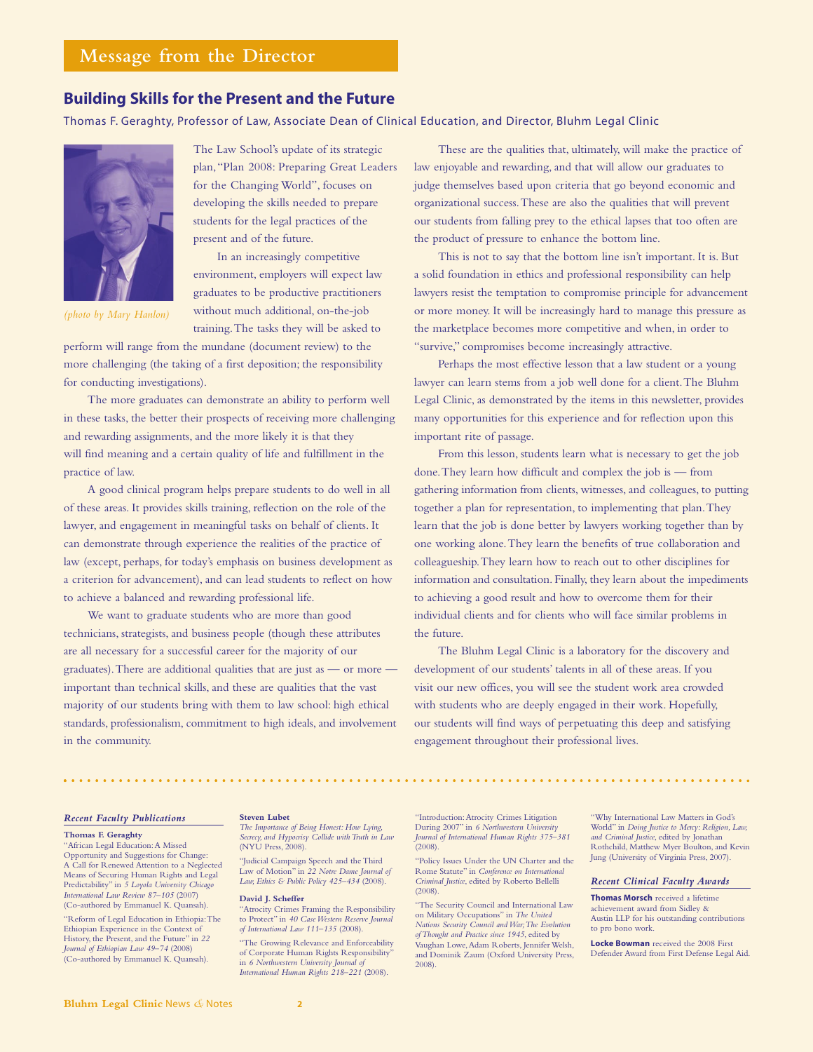# Message from the Director

## Building Skills for the Present and the Future

Thomas F. Geraghty, Professor of Law, Associate Dean of Clinical Education, and Director, Bluhm Legal Clinic

*(photo by Mary Hanlon)*

The Law School's update of its strategic plan, "Plan 2008: Preparing Great Leaders for the Changing World", focuses on developing the skills needed to prepare students for the legal practices of the present and of the future.

In an increasingly competitive environment, employers will expect law graduates to be productive practitioners without much additional, on-the-job training. The tasks they will be asked to perform will range from the mundane (document review) to the more challenging (the taking of a first deposition; the responsibility for conducting investigations).

The more graduates can demonstrate an ability to perform well in these tasks, the better their prospects of receiving more challenging and rewarding assignments, and the more likely it is that they will find meaning and a certain quality of life and fulfillment in the practice of law.

A good clinical program helps prepare students to do well in all of these areas. It provides skills training, reflection on the role of the lawyer, and engagement in meaningful tasks on behalf of clients. It can demonstrate through experience the realities of the practice of law (except, perhaps, for today's emphasis on business development as a criterion for advancement), and can lead students to reflect on how to achieve a balanced and rewarding professional life.

We want to graduate students who are more than good technicians, strategists, and business people (though these attributes are all necessary for a successful career for the majority of our graduates). There are additional qualities that are just as — or more — important than technical skills, and these are qualities that the vast majority of our students bring with them to law school: high ethical standards, professionalism, commitment to high ideals, and involvement in the community.

These are the qualities that, ultimately, will make the practice of law enjoyable and rewarding, and that will allow our graduates to judge themselves based upon criteria that go beyond economic and organizational success. These are also the qualities that will prevent our students from falling prey to the ethical lapses that too often are the product of pressure to enhance the bottom line.

This is not to say that the bottom line isn't important. It is. But a solid foundation in ethics and professional responsibility can help lawyers resist the temptation to compromise principle for advancement or more money. It will be increasingly hard to manage this pressure as the marketplace becomes more competitive and when, in order to "survive," compromises become increasingly attractive.

Perhaps the most effective lesson that a law student or a young lawyer can learn stems from a job well done for a client. The Bluhm Legal Clinic, as demonstrated by the items in this newsletter, provides many opportunities for this experience and for reflection upon this important rite of passage.

From this lesson, students learn what is necessary to get the job done. They learn how difficult and complex the job is — from gathering information from clients, witnesses, and colleagues, to putting together a plan for representation, to implementing that plan. They learn that the job is done better by lawyers working together than by one working alone. They learn the benefits of true collaboration and colleagueship. They learn how to reach out to other disciplines for information and consultation. Finally, they learn about the impediments to achieving a good result and how to overcome them for their individual clients and for clients who will face similar problems in the future.

The Bluhm Legal Clinic is a laboratory for the discovery and development of our students' talents in all of these areas. If you visit our new offices, you will see the student work area crowded with students who are deeply engaged in their work. Hopefully, our students will find ways of perpetuating this deep and satisfying engagement throughout their professional lives.

### *Recent Faculty Publications*

**Thomas F. Geraghty**

"African Legal Education: A Missed Opportunity and Suggestions for Change: A Call for Renewed Attention to a Neglected Means of Securing Human Rights and Legal Predictability" in *5 Loyola University Chicago International Law Review 87–105* (2007) (Co-authored by Emmanuel K. Quansah).

"Reform of Legal Education in Ethiopia: The Ethiopian Experience in the Context of History, the Present, and the Future" in *22 Journal of Ethiopian Law 49–74* (2008) (Co-authored by Emmanuel K. Quansah).

**Steven Lubet**

*The Importance of Being Honest: How Lying, Secrecy, and Hypocrisy Collide with Truth in Law* (NYU Press, 2008).

"Judicial Campaign Speech and the Third Law of Motion" in *22 Notre Dame Journal of Law, Ethics & Public Policy 425–434* (2008).

**David J. Scheffer**

"Atrocity Crimes Framing the Responsibility to Protect" in *40 Case Western Reserve Journal of International Law 111–135* (2008).

"The Growing Relevance and Enforceability of Corporate Human Rights Responsibility" in *6 Northwestern University Journal of International Human Rights 218–221* (2008).

"Introduction: Atrocity Crimes Litigation During 2007" in *6 Northwestern University Journal of International Human Rights 375–381* (2008).

"Policy Issues Under the UN Charter and the Rome Statute" in *Conference on International Criminal Justice*, edited by Roberto Bellelli (2008).

"The Security Council and International Law on Military Occupations" in *The United Nations Security Council and War; The Evolution of Thought and Practice since 1945*, edited by Vaughan Lowe, Adam Roberts, Jennifer Welsh, and Dominik Zaum (Oxford University Press, 2008).

"Why International Law Matters in God's World" in *Doing Justice to Mercy: Religion, Law, and Criminal Justice*, edited by Jonathan Rothchild, Matthew Myer Boulton, and Kevin Jung (University of Virginia Press, 2007).

### *Recent Clinical Faculty Awards*

**Thomas Morsch** received a lifetime achievement award from Sidley & Austin LLP for his outstanding contributions to pro bono work.

**Locke Bowman** received the 2008 First Defender Award from First Defense Legal Aid.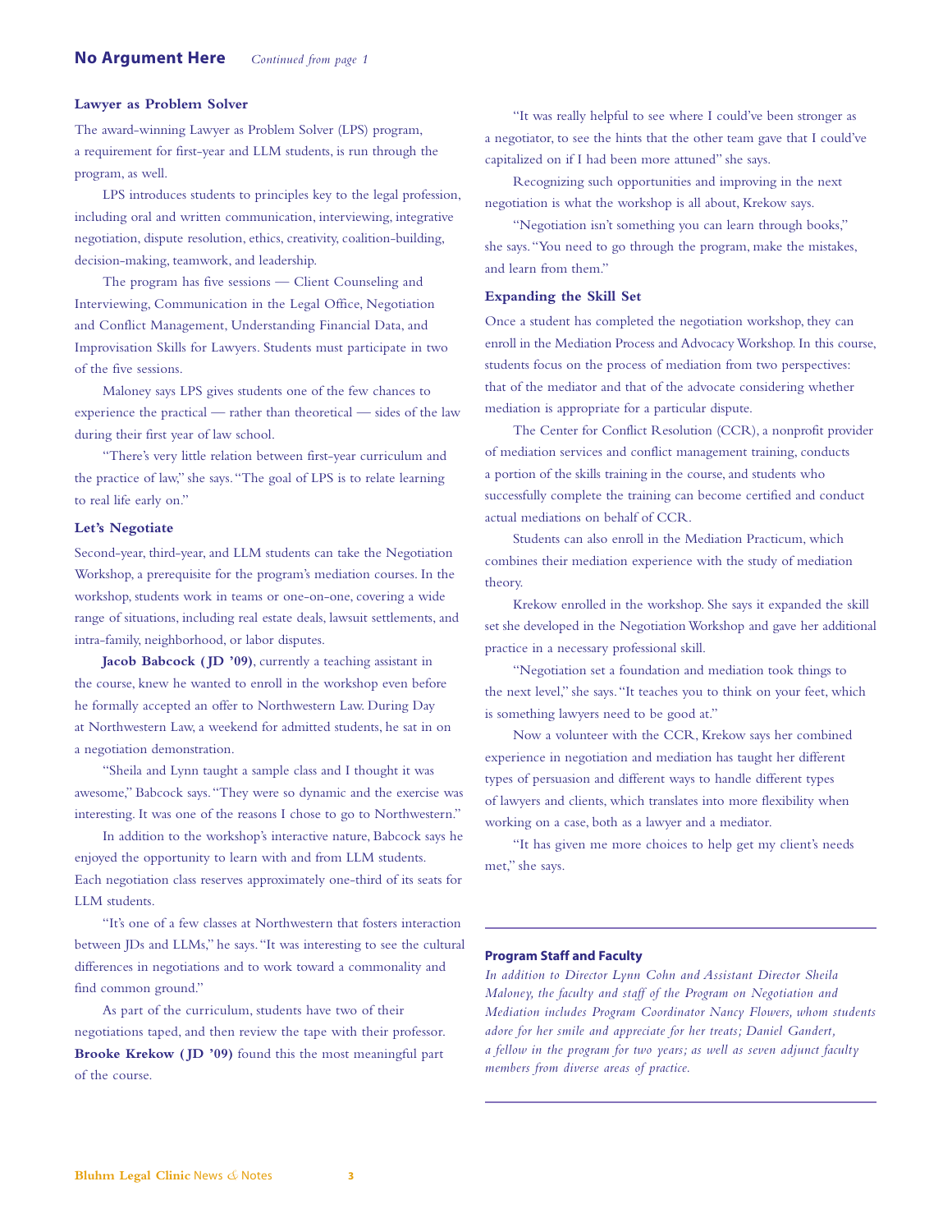## No Argument Here *Continued from page 1*

### Lawyer as Problem Solver

The award-winning Lawyer as Problem Solver (LPS) program, a requirement for first-year and LLM students, is run through the program, as well.

LPS introduces students to principles key to the legal profession, including oral and written communication, interviewing, integrative negotiation, dispute resolution, ethics, creativity, coalition-building, decision-making, teamwork, and leadership.

The program has five sessions — Client Counseling and Interviewing, Communication in the Legal Office, Negotiation and Conflict Management, Understanding Financial Data, and Improvisation Skills for Lawyers. Students must participate in two of the five sessions.

Maloney says LPS gives students one of the few chances to experience the practical — rather than theoretical — sides of the law during their first year of law school.

"There's very little relation between first-year curriculum and the practice of law," she says. "The goal of LPS is to relate learning to real life early on."

### Let's Negotiate

Second-year, third-year, and LLM students can take the Negotiation Workshop, a prerequisite for the program's mediation courses. In the workshop, students work in teams or one-on-one, covering a wide range of situations, including real estate deals, lawsuit settlements, and intra-family, neighborhood, or labor disputes.

**Jacob Babcock (JD '09)**, currently a teaching assistant in the course, knew he wanted to enroll in the workshop even before he formally accepted an offer to Northwestern Law. During Day at Northwestern Law, a weekend for admitted students, he sat in on a negotiation demonstration.

"Sheila and Lynn taught a sample class and I thought it was awesome," Babcock says. "They were so dynamic and the exercise was interesting. It was one of the reasons I chose to go to Northwestern."

In addition to the workshop's interactive nature, Babcock says he enjoyed the opportunity to learn with and from LLM students. Each negotiation class reserves approximately one-third of its seats for LLM students.

"It's one of a few classes at Northwestern that fosters interaction between JDs and LLMs," he says. "It was interesting to see the cultural differences in negotiations and to work toward a commonality and find common ground."

As part of the curriculum, students have two of their negotiations taped, and then review the tape with their professor. **Brooke Krekow (JD '09)** found this the most meaningful part of the course.

"It was really helpful to see where I could've been stronger as a negotiator, to see the hints that the other team gave that I could've capitalized on if I had been more attuned" she says.

Recognizing such opportunities and improving in the next negotiation is what the workshop is all about, Krekow says.

"Negotiation isn't something you can learn through books," she says. "You need to go through the program, make the mistakes, and learn from them."

### Expanding the Skill Set

Once a student has completed the negotiation workshop, they can enroll in the Mediation Process and Advocacy Workshop. In this course, students focus on the process of mediation from two perspectives: that of the mediator and that of the advocate considering whether mediation is appropriate for a particular dispute.

The Center for Conflict Resolution (CCR), a nonprofit provider of mediation services and conflict management training, conducts a portion of the skills training in the course, and students who successfully complete the training can become certified and conduct actual mediations on behalf of CCR.

Students can also enroll in the Mediation Practicum, which combines their mediation experience with the study of mediation theory.

Krekow enrolled in the workshop. She says it expanded the skill set she developed in the Negotiation Workshop and gave her additional practice in a necessary professional skill.

"Negotiation set a foundation and mediation took things to the next level," she says. "It teaches you to think on your feet, which is something lawyers need to be good at."

Now a volunteer with the CCR, Krekow says her combined experience in negotiation and mediation has taught her different types of persuasion and different ways to handle different types of lawyers and clients, which translates into more flexibility when working on a case, both as a lawyer and a mediator.

"It has given me more choices to help get my client's needs met," she says.

---

**Program Staff and Faculty**

*In addition to Director Lynn Cohn and Assistant Director Sheila Maloney, the faculty and staff of the Program on Negotiation and Mediation includes Program Coordinator Nancy Flowers, whom students adore for her smile and appreciate for her treats; Daniel Gandert, a fellow in the program for two years; as well as seven adjunct faculty members from diverse areas of practice.*

---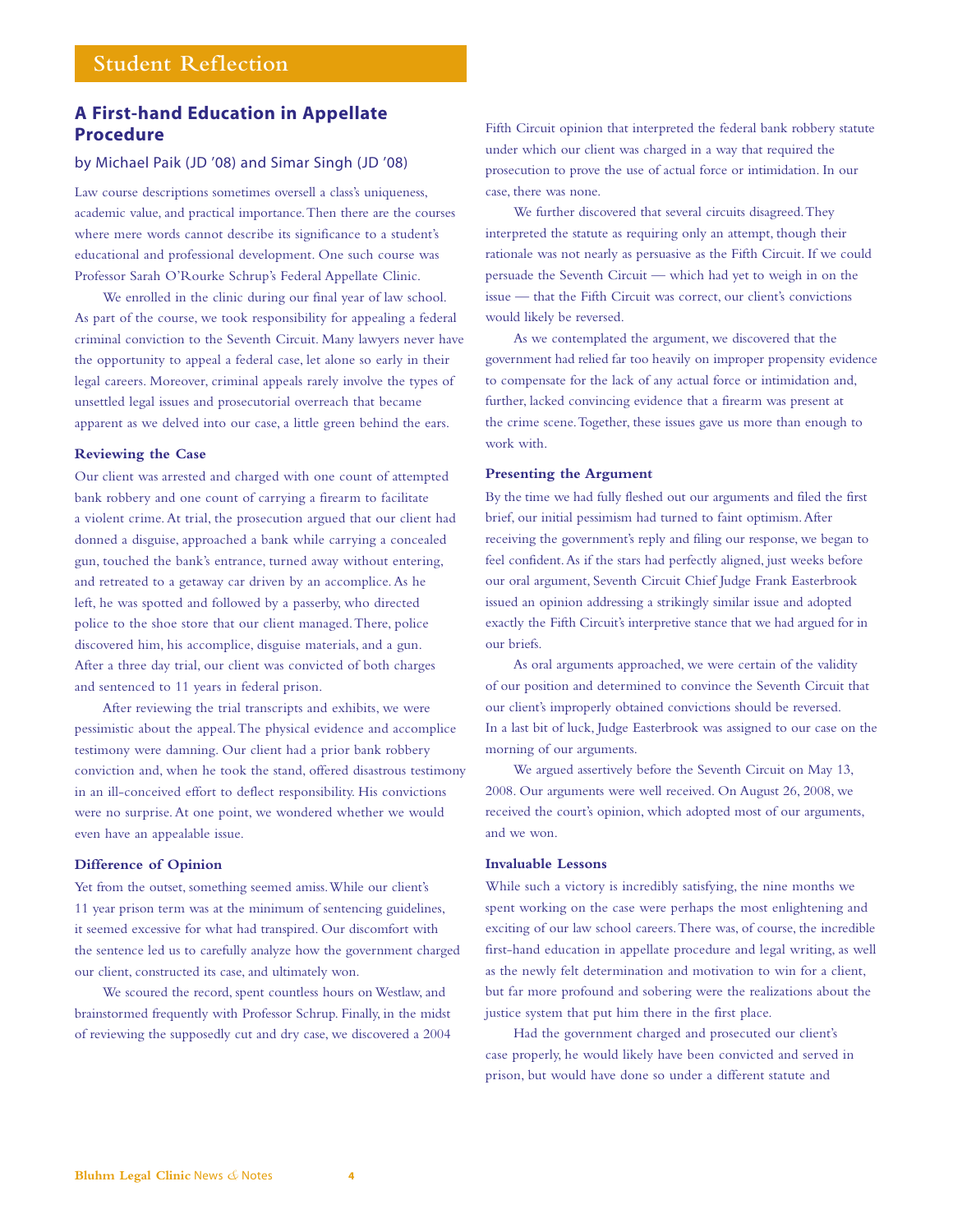# Student Reflection

## A First-hand Education in Appellate Procedure

by Michael Paik (JD '08) and Simar Singh (JD '08)

Law course descriptions sometimes oversell a class's uniqueness, academic value, and practical importance. Then there are the courses where mere words cannot describe its significance to a student's educational and professional development. One such course was Professor Sarah O'Rourke Schrup's Federal Appellate Clinic.

We enrolled in the clinic during our final year of law school. As part of the course, we took responsibility for appealing a federal criminal conviction to the Seventh Circuit. Many lawyers never have the opportunity to appeal a federal case, let alone so early in their legal careers. Moreover, criminal appeals rarely involve the types of unsettled legal issues and prosecutorial overreach that became apparent as we delved into our case, a little green behind the ears.

### Reviewing the Case

Our client was arrested and charged with one count of attempted bank robbery and one count of carrying a firearm to facilitate a violent crime. At trial, the prosecution argued that our client had donned a disguise, approached a bank while carrying a concealed gun, touched the bank's entrance, turned away without entering, and retreated to a getaway car driven by an accomplice. As he left, he was spotted and followed by a passerby, who directed police to the shoe store that our client managed. There, police discovered him, his accomplice, disguise materials, and a gun. After a three day trial, our client was convicted of both charges and sentenced to 11 years in federal prison.

After reviewing the trial transcripts and exhibits, we were pessimistic about the appeal. The physical evidence and accomplice testimony were damning. Our client had a prior bank robbery conviction and, when he took the stand, offered disastrous testimony in an ill-conceived effort to deflect responsibility. His convictions were no surprise. At one point, we wondered whether we would even have an appealable issue.

### Difference of Opinion

Yet from the outset, something seemed amiss. While our client's 11 year prison term was at the minimum of sentencing guidelines, it seemed excessive for what had transpired. Our discomfort with the sentence led us to carefully analyze how the government charged our client, constructed its case, and ultimately won.

We scoured the record, spent countless hours on Westlaw, and brainstormed frequently with Professor Schrup. Finally, in the midst of reviewing the supposedly cut and dry case, we discovered a 2004 Fifth Circuit opinion that interpreted the federal bank robbery statute under which our client was charged in a way that required the prosecution to prove the use of actual force or intimidation. In our case, there was none.

We further discovered that several circuits disagreed. They interpreted the statute as requiring only an attempt, though their rationale was not nearly as persuasive as the Fifth Circuit. If we could persuade the Seventh Circuit — which had yet to weigh in on the issue — that the Fifth Circuit was correct, our client's convictions would likely be reversed.

As we contemplated the argument, we discovered that the government had relied far too heavily on improper propensity evidence to compensate for the lack of any actual force or intimidation and, further, lacked convincing evidence that a firearm was present at the crime scene. Together, these issues gave us more than enough to work with.

### Presenting the Argument

By the time we had fully fleshed out our arguments and filed the first brief, our initial pessimism had turned to faint optimism. After receiving the government's reply and filing our response, we began to feel confident. As if the stars had perfectly aligned, just weeks before our oral argument, Seventh Circuit Chief Judge Frank Easterbrook issued an opinion addressing a strikingly similar issue and adopted exactly the Fifth Circuit's interpretive stance that we had argued for in our briefs.

As oral arguments approached, we were certain of the validity of our position and determined to convince the Seventh Circuit that our client's improperly obtained convictions should be reversed. In a last bit of luck, Judge Easterbrook was assigned to our case on the morning of our arguments.

We argued assertively before the Seventh Circuit on May 13, 2008. Our arguments were well received. On August 26, 2008, we received the court's opinion, which adopted most of our arguments, and we won.

### Invaluable Lessons

While such a victory is incredibly satisfying, the nine months we spent working on the case were perhaps the most enlightening and exciting of our law school careers. There was, of course, the incredible first-hand education in appellate procedure and legal writing, as well as the newly felt determination and motivation to win for a client, but far more profound and sobering were the realizations about the justice system that put him there in the first place.

Had the government charged and prosecuted our client's case properly, he would likely have been convicted and served in prison, but would have done so under a different statute and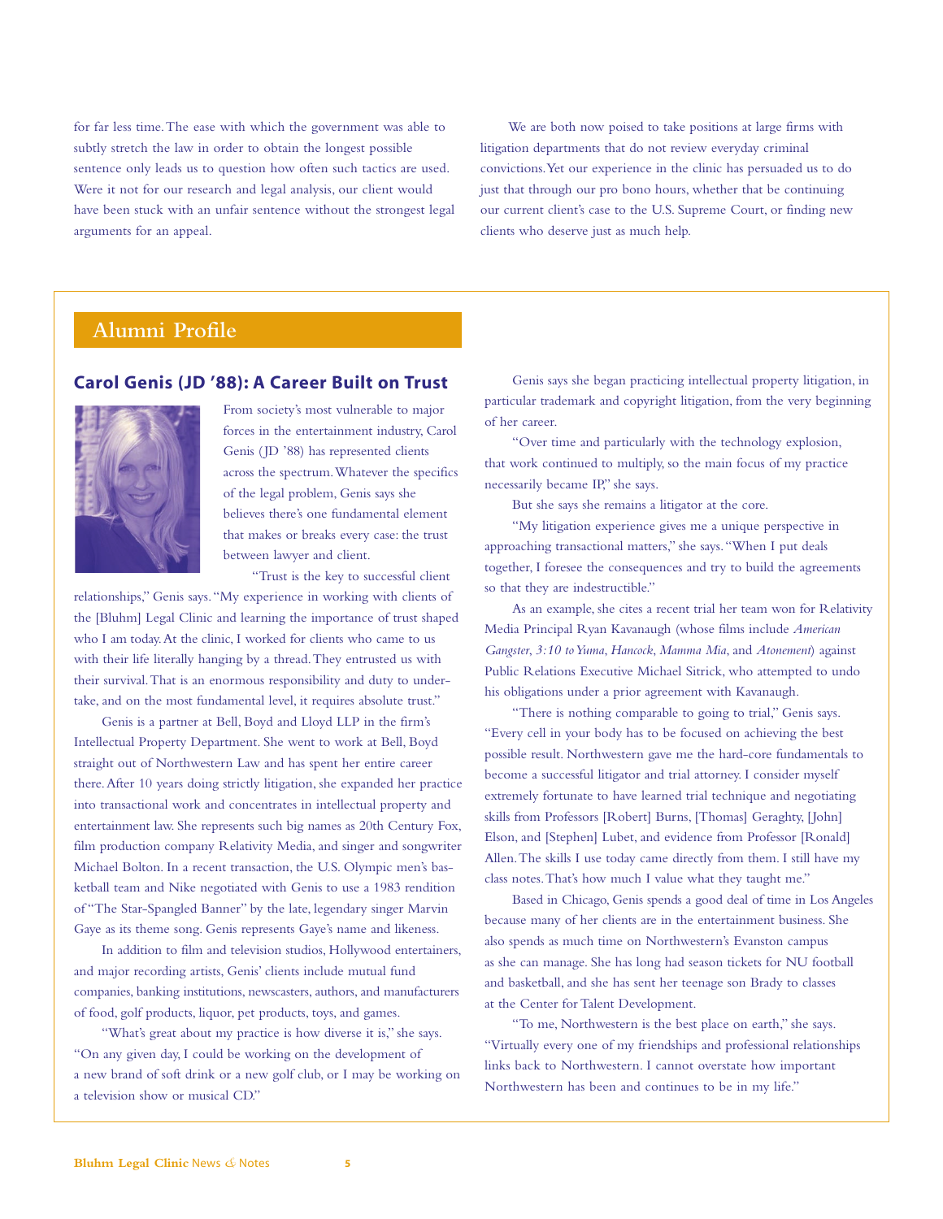for far less time. The ease with which the government was able to subtly stretch the law in order to obtain the longest possible sentence only leads us to question how often such tactics are used. Were it not for our research and legal analysis, our client would have been stuck with an unfair sentence without the strongest legal arguments for an appeal.

We are both now poised to take positions at large firms with litigation departments that do not review everyday criminal convictions. Yet our experience in the clinic has persuaded us to do just that through our pro bono hours, whether that be continuing our current client's case to the U.S. Supreme Court, or finding new clients who deserve just as much help.

## Alumni Profile

### Carol Genis (JD '88): A Career Built on Trust

From society's most vulnerable to major forces in the entertainment industry, Carol Genis (JD '88) has represented clients across the spectrum. Whatever the specifics of the legal problem, Genis says she believes there's one fundamental element that makes or breaks every case: the trust between lawyer and client.

"Trust is the key to successful client relationships," Genis says. "My experience in working with clients of the [Bluhm] Legal Clinic and learning the importance of trust shaped who I am today. At the clinic, I worked for clients who came to us with their life literally hanging by a thread. They entrusted us with their survival. That is an enormous responsibility and duty to undertake, and on the most fundamental level, it requires absolute trust."

Genis is a partner at Bell, Boyd and Lloyd LLP in the firm's Intellectual Property Department. She went to work at Bell, Boyd straight out of Northwestern Law and has spent her entire career there. After 10 years doing strictly litigation, she expanded her practice into transactional work and concentrates in intellectual property and entertainment law. She represents such big names as 20th Century Fox, film production company Relativity Media, and singer and songwriter Michael Bolton. In a recent transaction, the U.S. Olympic men's basketball team and Nike negotiated with Genis to use a 1983 rendition of "The Star-Spangled Banner" by the late, legendary singer Marvin Gaye as its theme song. Genis represents Gaye's name and likeness.

In addition to film and television studios, Hollywood entertainers, and major recording artists, Genis' clients include mutual fund companies, banking institutions, newscasters, authors, and manufacturers of food, golf products, liquor, pet products, toys, and games.

"What's great about my practice is how diverse it is," she says. "On any given day, I could be working on the development of a new brand of soft drink or a new golf club, or I may be working on a television show or musical CD."

Genis says she began practicing intellectual property litigation, in particular trademark and copyright litigation, from the very beginning of her career.

"Over time and particularly with the technology explosion, that work continued to multiply, so the main focus of my practice necessarily became IP," she says.

But she says she remains a litigator at the core.

"My litigation experience gives me a unique perspective in approaching transactional matters," she says. "When I put deals together, I foresee the consequences and try to build the agreements so that they are indestructible."

As an example, she cites a recent trial her team won for Relativity Media Principal Ryan Kavanaugh (whose films include *American Gangster*, *3:10 to Yuma*, *Hancock*, *Mamma Mia*, and *Atonement*) against Public Relations Executive Michael Sitrick, who attempted to undo his obligations under a prior agreement with Kavanaugh.

"There is nothing comparable to going to trial," Genis says. "Every cell in your body has to be focused on achieving the best possible result. Northwestern gave me the hard-core fundamentals to become a successful litigator and trial attorney. I consider myself extremely fortunate to have learned trial technique and negotiating skills from Professors [Robert] Burns, [Thomas] Geraghty, [John] Elson, and [Stephen] Lubet, and evidence from Professor [Ronald] Allen. The skills I use today came directly from them. I still have my class notes. That's how much I value what they taught me."

Based in Chicago, Genis spends a good deal of time in Los Angeles because many of her clients are in the entertainment business. She also spends as much time on Northwestern's Evanston campus as she can manage. She has long had season tickets for NU football and basketball, and she has sent her teenage son Brady to classes at the Center for Talent Development.

"To me, Northwestern is the best place on earth," she says. "Virtually every one of my friendships and professional relationships links back to Northwestern. I cannot overstate how important Northwestern has been and continues to be in my life."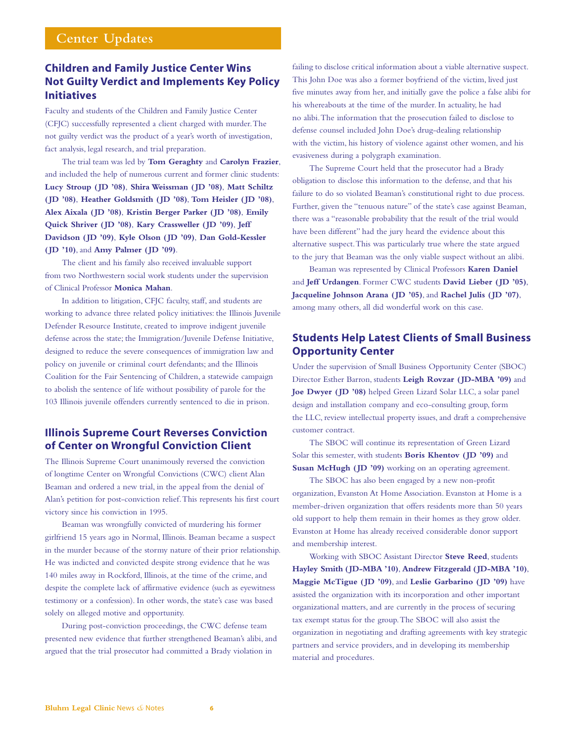# Center Updates

## Children and Family Justice Center Wins Not Guilty Verdict and Implements Key Policy Initiatives

Faculty and students of the Children and Family Justice Center (CFJC) successfully represented a client charged with murder. The not guilty verdict was the product of a year's worth of investigation, fact analysis, legal research, and trial preparation.

The trial team was led by **Tom Geraghty** and **Carolyn Frazier**, and included the help of numerous current and former clinic students: **Lucy Stroup (JD '08)**, **Shira Weissman (JD '08)**, **Matt Schiltz (JD '08)**, **Heather Goldsmith (JD '08)**, **Tom Heisler (JD '08)**, **Alex Aixala (JD '08)**, **Kristin Berger Parker (JD '08)**, **Emily Quick Shriver (JD '08)**, **Kary Crassweller (JD '09)**, **Jeff Davidson (JD '09)**, **Kyle Olson (JD '09)**, **Dan Gold-Kessler (JD '10)**, and **Amy Palmer (JD '09)**.

The client and his family also received invaluable support from two Northwestern social work students under the supervision of Clinical Professor **Monica Mahan**.

In addition to litigation, CFJC faculty, staff, and students are working to advance three related policy initiatives: the Illinois Juvenile Defender Resource Institute, created to improve indigent juvenile defense across the state; the Immigration/Juvenile Defense Initiative, designed to reduce the severe consequences of immigration law and policy on juvenile or criminal court defendants; and the Illinois Coalition for the Fair Sentencing of Children, a statewide campaign to abolish the sentence of life without possibility of parole for the 103 Illinois juvenile offenders currently sentenced to die in prison.

## Illinois Supreme Court Reverses Conviction of Center on Wrongful Conviction Client

The Illinois Supreme Court unanimously reversed the conviction of longtime Center on Wrongful Convictions (CWC) client Alan Beaman and ordered a new trial, in the appeal from the denial of Alan's petition for post-conviction relief. This represents his first court victory since his conviction in 1995.

Beaman was wrongfully convicted of murdering his former girlfriend 15 years ago in Normal, Illinois. Beaman became a suspect in the murder because of the stormy nature of their prior relationship. He was indicted and convicted despite strong evidence that he was 140 miles away in Rockford, Illinois, at the time of the crime, and despite the complete lack of affirmative evidence (such as eyewitness testimony or a confession). In other words, the state's case was based solely on alleged motive and opportunity.

During post-conviction proceedings, the CWC defense team presented new evidence that further strengthened Beaman's alibi, and argued that the trial prosecutor had committed a Brady violation in failing to disclose critical information about a viable alternative suspect. This John Doe was also a former boyfriend of the victim, lived just five minutes away from her, and initially gave the police a false alibi for his whereabouts at the time of the murder. In actuality, he had no alibi. The information that the prosecution failed to disclose to defense counsel included John Doe's drug-dealing relationship with the victim, his history of violence against other women, and his evasiveness during a polygraph examination.

The Supreme Court held that the prosecutor had a Brady obligation to disclose this information to the defense, and that his failure to do so violated Beaman's constitutional right to due process. Further, given the "tenuous nature" of the state's case against Beaman, there was a "reasonable probability that the result of the trial would have been different" had the jury heard the evidence about this alternative suspect. This was particularly true where the state argued to the jury that Beaman was the only viable suspect without an alibi.

Beaman was represented by Clinical Professors **Karen Daniel** and **Jeff Urdangen**. Former CWC students **David Lieber (JD '05)**, **Jacqueline Johnson Arana (JD '05)**, and **Rachel Julis (JD '07)**, among many others, all did wonderful work on this case.

## Students Help Latest Clients of Small Business Opportunity Center

Under the supervision of Small Business Opportunity Center (SBOC) Director Esther Barron, students **Leigh Rovzar (JD-MBA '09)** and **Joe Dwyer (JD '08)** helped Green Lizard Solar LLC, a solar panel design and installation company and eco-consulting group, form the LLC, review intellectual property issues, and draft a comprehensive customer contract.

The SBOC will continue its representation of Green Lizard Solar this semester, with students **Boris Khentov (JD '09)** and **Susan McHugh (JD '09)** working on an operating agreement.

The SBOC has also been engaged by a new non-profit organization, Evanston At Home Association. Evanston at Home is a member-driven organization that offers residents more than 50 years old support to help them remain in their homes as they grow older. Evanston at Home has already received considerable donor support and membership interest.

Working with SBOC Assistant Director **Steve Reed**, students **Hayley Smith (JD-MBA '10)**, **Andrew Fitzgerald (JD-MBA '10)**, **Maggie McTigue (JD '09)**, and **Leslie Garbarino (JD '09)** have assisted the organization with its incorporation and other important organizational matters, and are currently in the process of securing tax exempt status for the group. The SBOC will also assist the organization in negotiating and drafting agreements with key strategic partners and service providers, and in developing its membership material and procedures.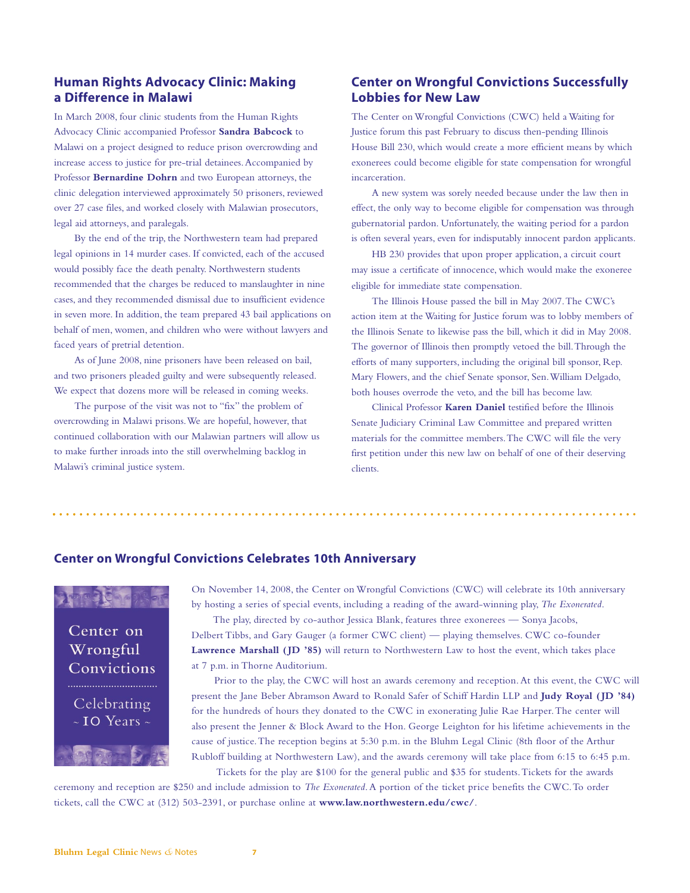## Human Rights Advocacy Clinic: Making a Difference in Malawi

In March 2008, four clinic students from the Human Rights Advocacy Clinic accompanied Professor **Sandra Babcock** to Malawi on a project designed to reduce prison overcrowding and increase access to justice for pre-trial detainees. Accompanied by Professor **Bernardine Dohrn** and two European attorneys, the clinic delegation interviewed approximately 50 prisoners, reviewed over 27 case files, and worked closely with Malawian prosecutors, legal aid attorneys, and paralegals.

By the end of the trip, the Northwestern team had prepared legal opinions in 14 murder cases. If convicted, each of the accused would possibly face the death penalty. Northwestern students recommended that the charges be reduced to manslaughter in nine cases, and they recommended dismissal due to insufficient evidence in seven more. In addition, the team prepared 43 bail applications on behalf of men, women, and children who were without lawyers and faced years of pretrial detention.

As of June 2008, nine prisoners have been released on bail, and two prisoners pleaded guilty and were subsequently released. We expect that dozens more will be released in coming weeks.

The purpose of the visit was not to "fix" the problem of overcrowding in Malawi prisons. We are hopeful, however, that continued collaboration with our Malawian partners will allow us to make further inroads into the still overwhelming backlog in Malawi's criminal justice system.

## Center on Wrongful Convictions Successfully Lobbies for New Law

The Center on Wrongful Convictions (CWC) held a Waiting for Justice forum this past February to discuss then-pending Illinois House Bill 230, which would create a more efficient means by which exonerees could become eligible for state compensation for wrongful incarceration.

A new system was sorely needed because under the law then in effect, the only way to become eligible for compensation was through gubernatorial pardon. Unfortunately, the waiting period for a pardon is often several years, even for indisputably innocent pardon applicants.

HB 230 provides that upon proper application, a circuit court may issue a certificate of innocence, which would make the exoneree eligible for immediate state compensation.

The Illinois House passed the bill in May 2007. The CWC's action item at the Waiting for Justice forum was to lobby members of the Illinois Senate to likewise pass the bill, which it did in May 2008. The governor of Illinois then promptly vetoed the bill. Through the efforts of many supporters, including the original bill sponsor, Rep. Mary Flowers, and the chief Senate sponsor, Sen. William Delgado, both houses overrode the veto, and the bill has become law.

Clinical Professor **Karen Daniel** testified before the Illinois Senate Judiciary Criminal Law Committee and prepared written materials for the committee members. The CWC will file the very first petition under this new law on behalf of one of their deserving clients.

## Center on Wrongful Convictions Celebrates 10th Anniversary

Center on Wrongful Convictions

Celebrating ~ 10 Years ~

On November 14, 2008, the Center on Wrongful Convictions (CWC) will celebrate its 10th anniversary by hosting a series of special events, including a reading of the award-winning play, *The Exonerated*.

The play, directed by co-author Jessica Blank, features three exonerees — Sonya Jacobs, Delbert Tibbs, and Gary Gauger (a former CWC client) — playing themselves. CWC co-founder **Lawrence Marshall (JD '85)** will return to Northwestern Law to host the event, which takes place at 7 p.m. in Thorne Auditorium.

Prior to the play, the CWC will host an awards ceremony and reception. At this event, the CWC will present the Jane Beber Abramson Award to Ronald Safer of Schiff Hardin LLP and **Judy Royal (JD '84)** for the hundreds of hours they donated to the CWC in exonerating Julie Rae Harper. The center will also present the Jenner & Block Award to the Hon. George Leighton for his lifetime achievements in the cause of justice. The reception begins at 5:30 p.m. in the Bluhm Legal Clinic (8th floor of the Arthur Rubloff building at Northwestern Law), and the awards ceremony will take place from 6:15 to 6:45 p.m.

Tickets for the play are $100 for the general public and $35 for students. Tickets for the awards ceremony and reception are $250 and include admission to *The Exonerated*. A portion of the ticket price benefits the CWC. To order tickets, call the CWC at (312) 503-2391, or purchase online at **www.law.northwestern.edu/cwc/**.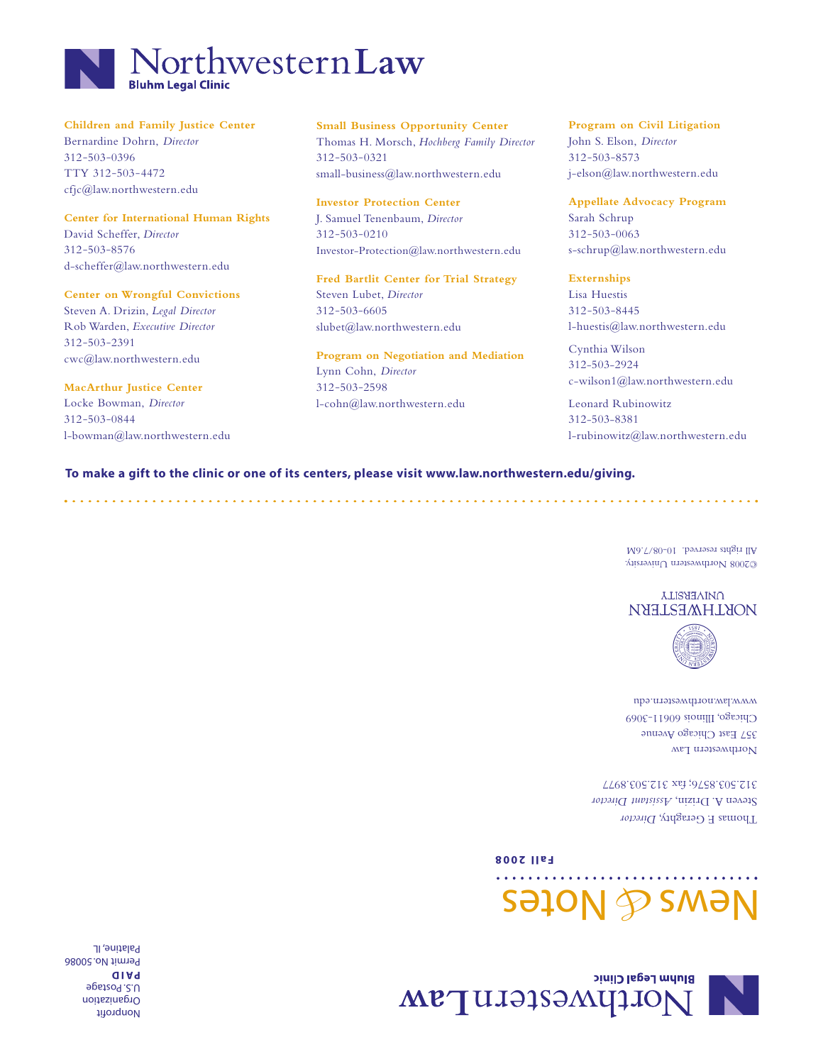# Northwestern Law
**Bluhm Legal Clinic**

**Children and Family Justice Center**
Bernardine Dohrn, *Director*
312-503-0396
TTY 312-503-4472
cfjc@law.northwestern.edu

**Center for International Human Rights**
David Scheffer, *Director*
312-503-8576
d-scheffer@law.northwestern.edu

**Center on Wrongful Convictions**
Steven A. Drizin, *Legal Director*
Rob Warden, *Executive Director*
312-503-2391
cwc@law.northwestern.edu

**MacArthur Justice Center**
Locke Bowman, *Director*
312-503-0844
l-bowman@law.northwestern.edu

**Small Business Opportunity Center**
Thomas H. Morsch, *Hochberg Family Director*
312-503-0321
small-business@law.northwestern.edu

**Investor Protection Center**
J. Samuel Tenenbaum, *Director*
312-503-0210
Investor-Protection@law.northwestern.edu

**Fred Bartlit Center for Trial Strategy**
Steven Lubet, *Director*
312-503-6605
slubet@law.northwestern.edu

**Program on Negotiation and Mediation**
Lynn Cohn, *Director*
312-503-2598
l-cohn@law.northwestern.edu

**Program on Civil Litigation**
John S. Elson, *Director*
312-503-8573
j-elson@law.northwestern.edu

**Appellate Advocacy Program**
Sarah Schrup
312-503-0063
s-schrup@law.northwestern.edu

**Externships**
Lisa Huestis
312-503-8445
l-huestis@law.northwestern.edu

Cynthia Wilson
312-503-2924
c-wilson1@law.northwestern.edu

Leonard Rubinowitz
312-503-8381
l-rubinowitz@law.northwestern.edu

**To make a gift to the clinic or one of its centers, please visit www.law.northwestern.edu/giving.**

Northwestern Law
**Bluhm Legal Clinic**

News & Notes

**Fall 2008**

Thomas F. Geraghty, *Director*
Steven A. Drizin, *Assistant Director*
312.503.8576; fax 312.503.8977

Northwestern Law
357 East Chicago Avenue
Chicago, Illinois 60611-3069
www.law.northwestern.edu

NORTHWESTERN UNIVERSITY

©2008 Northwestern University.
All rights reserved. 10-08/7.6M

Nonprofit
Organization
U.S. Postage
**PAID**
Permit No. 50086
Palatine, IL